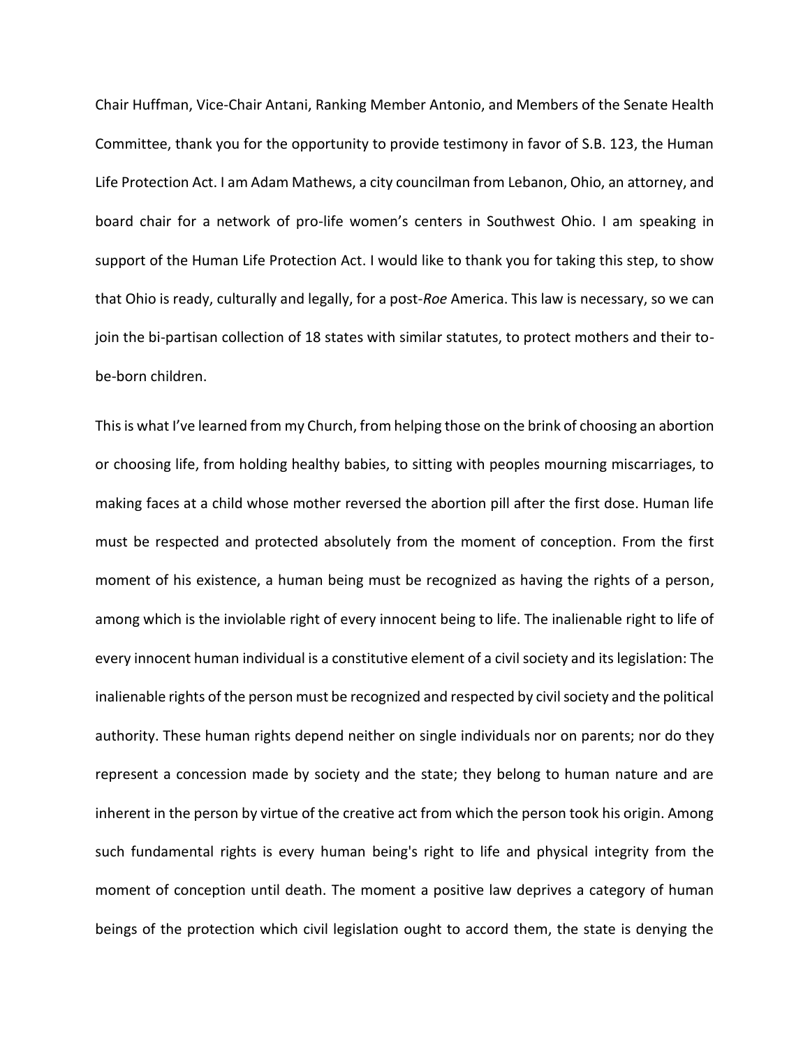Chair Huffman, Vice-Chair Antani, Ranking Member Antonio, and Members of the Senate Health Committee, thank you for the opportunity to provide testimony in favor of S.B. 123, the Human Life Protection Act. I am Adam Mathews, a city councilman from Lebanon, Ohio, an attorney, and board chair for a network of pro-life women's centers in Southwest Ohio. I am speaking in support of the Human Life Protection Act. I would like to thank you for taking this step, to show that Ohio is ready, culturally and legally, for a post-*Roe* America. This law is necessary, so we can join the bi-partisan collection of 18 states with similar statutes, to protect mothers and their to-be-born children.

This is what I've learned from my Church, from helping those on the brink of choosing an abortion or choosing life, from holding healthy babies, to sitting with peoples mourning miscarriages, to making faces at a child whose mother reversed the abortion pill after the first dose. Human life must be respected and protected absolutely from the moment of conception. From the first moment of his existence, a human being must be recognized as having the rights of a person, among which is the inviolable right of every innocent being to life. The inalienable right to life of every innocent human individual is a constitutive element of a civil society and its legislation: The inalienable rights of the person must be recognized and respected by civil society and the political authority. These human rights depend neither on single individuals nor on parents; nor do they represent a concession made by society and the state; they belong to human nature and are inherent in the person by virtue of the creative act from which the person took his origin. Among such fundamental rights is every human being's right to life and physical integrity from the moment of conception until death. The moment a positive law deprives a category of human beings of the protection which civil legislation ought to accord them, the state is denying the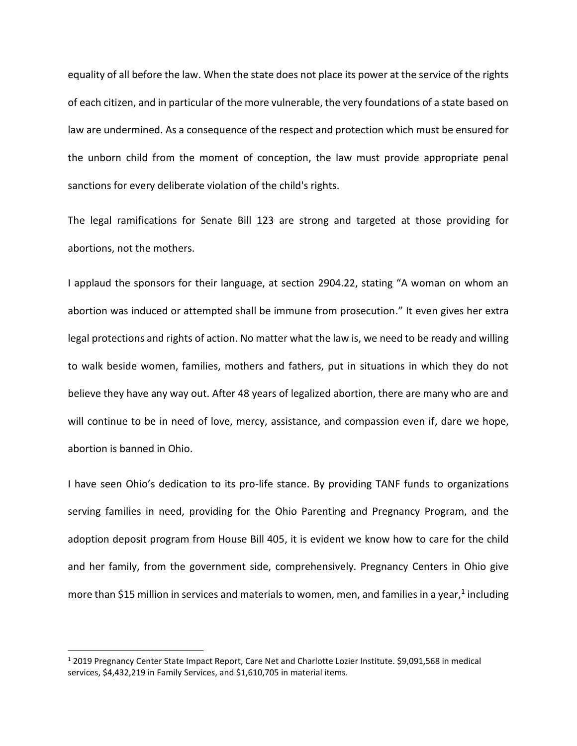equality of all before the law. When the state does not place its power at the service of the rights of each citizen, and in particular of the more vulnerable, the very foundations of a state based on law are undermined. As a consequence of the respect and protection which must be ensured for the unborn child from the moment of conception, the law must provide appropriate penal sanctions for every deliberate violation of the child's rights.

The legal ramifications for Senate Bill 123 are strong and targeted at those providing for abortions, not the mothers.

I applaud the sponsors for their language, at section 2904.22, stating "A woman on whom an abortion was induced or attempted shall be immune from prosecution." It even gives her extra legal protections and rights of action. No matter what the law is, we need to be ready and willing to walk beside women, families, mothers and fathers, put in situations in which they do not believe they have any way out. After 48 years of legalized abortion, there are many who are and will continue to be in need of love, mercy, assistance, and compassion even if, dare we hope, abortion is banned in Ohio.

I have seen Ohio's dedication to its pro-life stance. By providing TANF funds to organizations serving families in need, providing for the Ohio Parenting and Pregnancy Program, and the adoption deposit program from House Bill 405, it is evident we know how to care for the child and her family, from the government side, comprehensively. Pregnancy Centers in Ohio give more than $15 million in services and materials to women, men, and families in a year,[1] including

[1] 2019 Pregnancy Center State Impact Report, Care Net and Charlotte Lozier Institute. $9,091,568 in medical services, $4,432,219 in Family Services, and $1,610,705 in material items.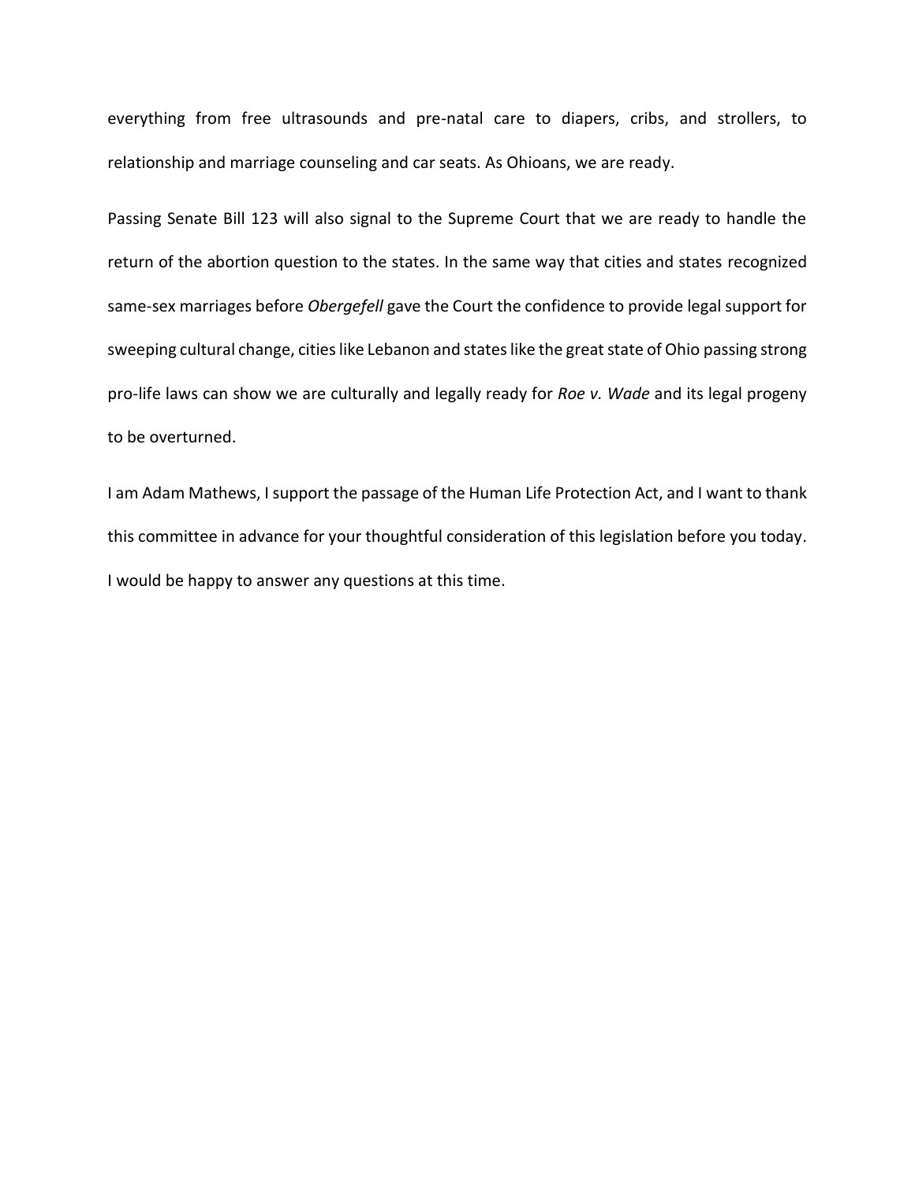everything from free ultrasounds and pre-natal care to diapers, cribs, and strollers, to relationship and marriage counseling and car seats. As Ohioans, we are ready.

Passing Senate Bill 123 will also signal to the Supreme Court that we are ready to handle the return of the abortion question to the states. In the same way that cities and states recognized same-sex marriages before *Obergefell* gave the Court the confidence to provide legal support for sweeping cultural change, cities like Lebanon and states like the great state of Ohio passing strong pro-life laws can show we are culturally and legally ready for *Roe v. Wade* and its legal progeny to be overturned.

I am Adam Mathews, I support the passage of the Human Life Protection Act, and I want to thank this committee in advance for your thoughtful consideration of this legislation before you today. I would be happy to answer any questions at this time.